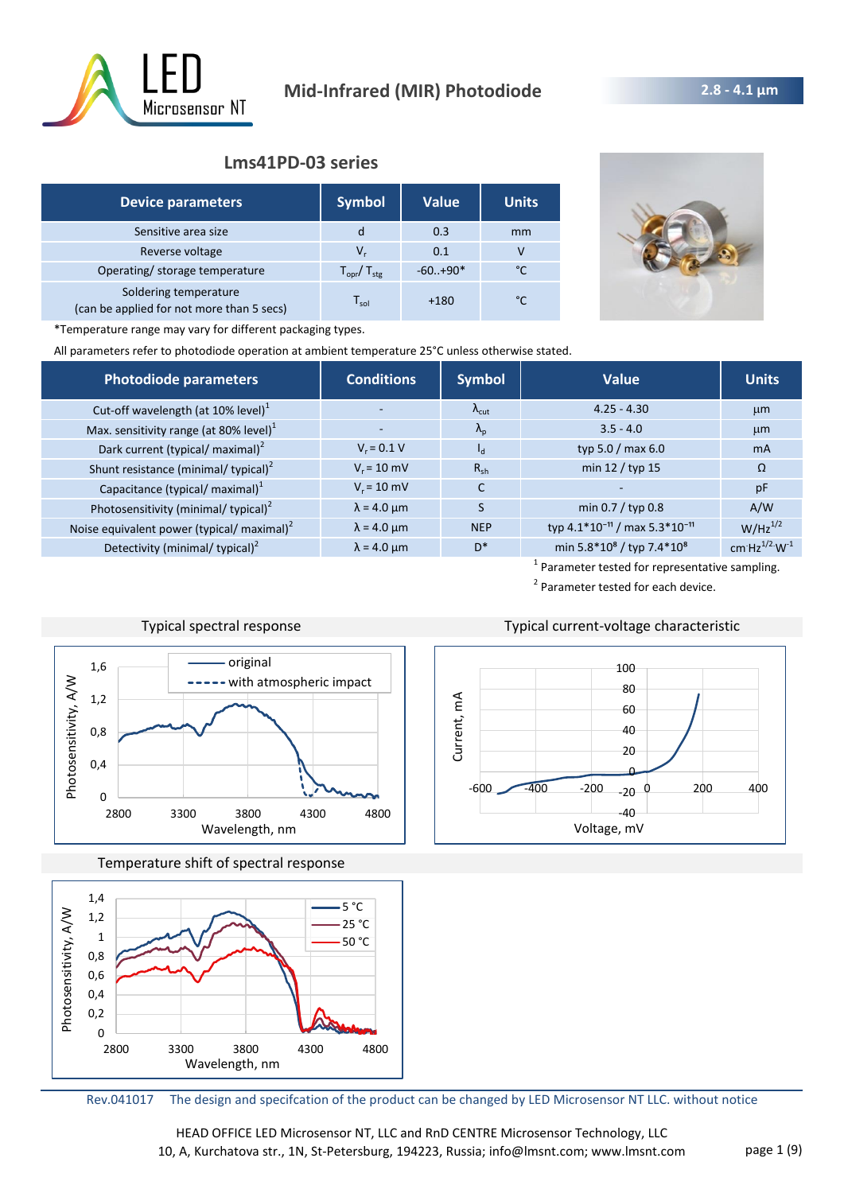# Mid-Infrared (MIR) Photodiode

**2.8 - 4.1 µm**

## Lms41PD-03 series

| Device parameters | Symbol | Value | Units |
|---|---|---|---|
| Sensitive area size | d | 0.3 | mm |
| Reverse voltage | $V_r$ | 0.1 | V |
| Operating/ storage temperature | $T_{opr}$/ $T_{stg}$ | -60..+90* | °C |
| Soldering temperature (can be applied for not more than 5 secs) | $T_{sol}$ | +180 | °C |

*Temperature range may vary for different packaging types.

All parameters refer to photodiode operation at ambient temperature 25°C unless otherwise stated.

| Photodiode parameters | Conditions | Symbol | Value | Units |
|---|---|---|---|---|
| Cut-off wavelength (at 10% level)[1] | - | $\lambda_{cut}$ | 4.25 - 4.30 | µm |
| Max. sensitivity range (at 80% level)[1] | - | $\lambda_p$ | 3.5 - 4.0 | µm |
| Dark current (typical/ maximal)[2] | $V_r$ = 0.1 V | $I_d$ | typ 5.0 / max 6.0 | mA |
| Shunt resistance (minimal/ typical)[2] | $V_r$ = 10 mV | $R_{sh}$ | min 12 / typ 15 | Ω |
| Capacitance (typical/ maximal)[1] | $V_r$ = 10 mV | C | - | pF |
| Photosensitivity (minimal/ typical)[2] | λ = 4.0 µm | S | min 0.7 / typ 0.8 | A/W |
| Noise equivalent power (typical/ maximal)[2] | λ = 4.0 µm | NEP | typ $4.1\times10^{-11}$ / max $5.3\times10^{-11}$ | $W/Hz^{1/2}$ |
| Detectivity (minimal/ typical)[2] | λ = 4.0 µm | D* | min $5.8\times10^{8}$ / typ $7.4\times10^{8}$ | $cm\cdot Hz^{1/2}\cdot W^{-1}$ |

[1] Parameter tested for representative sampling.

[2] Parameter tested for each device.

Typical spectral response

Typical current-voltage characteristic

Temperature shift of spectral response

Rev.041017 The design and specifcation of the product can be changed by LED Microsensor NT LLC. without notice

HEAD OFFICE LED Microsensor NT, LLC and RnD CENTRE Microsensor Technology, LLC
10, A, Kurchatova str., 1N, St-Petersburg, 194223, Russia; info@lmsnt.com; www.lmsnt.com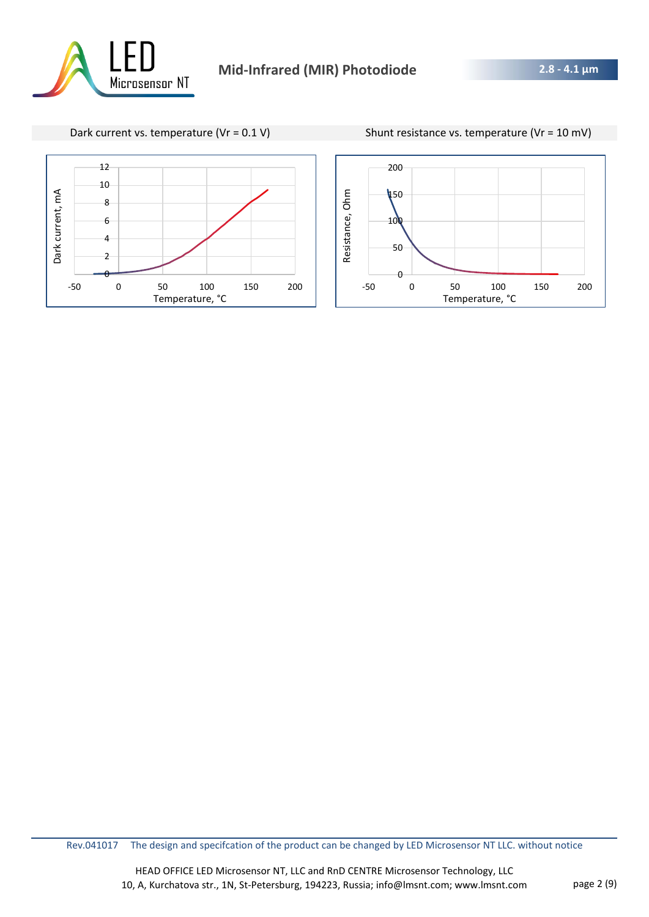Dark current vs. temperature (Vr = 0.1 V)

Shunt resistance vs. temperature (Vr = 10 mV)

Rev.041017 The design and specifcation of the product can be changed by LED Microsensor NT LLC. without notice

HEAD OFFICE LED Microsensor NT, LLC and RnD CENTRE Microsensor Technology, LLC
10, A, Kurchatova str., 1N, St-Petersburg, 194223, Russia; info@lmsnt.com; www.lmsnt.com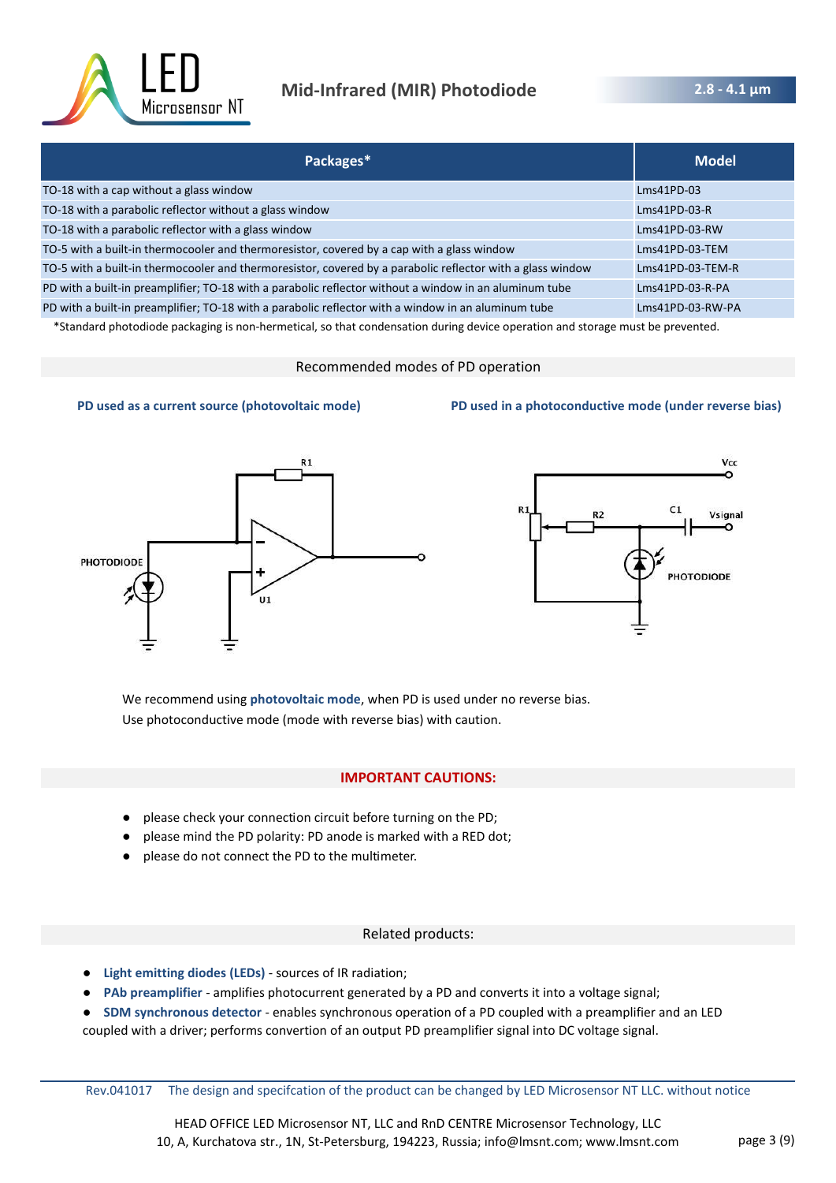| Packages* | Model |
|---|---|
| TO-18 with a cap without a glass window | Lms41PD-03 |
| TO-18 with a parabolic reflector without a glass window | Lms41PD-03-R |
| TO-18 with a parabolic reflector with a glass window | Lms41PD-03-RW |
| TO-5 with a built-in thermocooler and thermoresistor, covered by a cap with a glass window | Lms41PD-03-TEM |
| TO-5 with a built-in thermocooler and thermoresistor, covered by a parabolic reflector with a glass window | Lms41PD-03-TEM-R |
| PD with a built-in preamplifier; TO-18 with a parabolic reflector without a window in an aluminum tube | Lms41PD-03-R-PA |
| PD with a built-in preamplifier; TO-18 with a parabolic reflector with a window in an aluminum tube | Lms41PD-03-RW-PA |

*Standard photodiode packaging is non-hermetical, so that condensation during device operation and storage must be prevented.

## Recommended modes of PD operation

**PD used as a current source (photovoltaic mode)**

**PD used in a photoconductive mode (under reverse bias)**

We recommend using **photovoltaic mode**, when PD is used under no reverse bias.
Use photoconductive mode (mode with reverse bias) with caution.

## IMPORTANT CAUTIONS:

- please check your connection circuit before turning on the PD;
- please mind the PD polarity: PD anode is marked with a RED dot;
- please do not connect the PD to the multimeter.

## Related products:

- **Light emitting diodes (LEDs)** - sources of IR radiation;
- **PAb preamplifier** - amplifies photocurrent generated by a PD and converts it into a voltage signal;
- **SDM synchronous detector** - enables synchronous operation of a PD coupled with a preamplifier and an LED coupled with a driver; performs convertion of an output PD preamplifier signal into DC voltage signal.

Rev.041017 The design and specifcation of the product can be changed by LED Microsensor NT LLC. without notice

HEAD OFFICE LED Microsensor NT, LLC and RnD CENTRE Microsensor Technology, LLC
10, A, Kurchatova str., 1N, St-Petersburg, 194223, Russia; info@lmsnt.com; www.lmsnt.com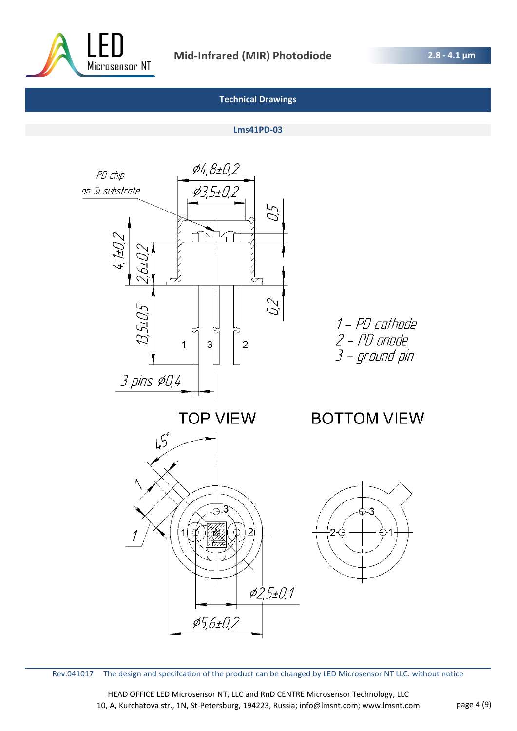## Technical Drawings

### Lms41PD-03

PD chip on Si substrate

Ø4,8±0,2

Ø3,5±0,2

0,5

4,1±0,2

2,6±0,2

0,2

13,5±0,5

3 pins Ø0,4

1 – PD cathode
2 – PD anode
3 – ground pin

TOP VIEW

BOTTOM VIEW

45°

1

1

Ø2,5±0,1

Ø5,6±0,2

Rev.041017 The design and specifcation of the product can be changed by LED Microsensor NT LLC. without notice

HEAD OFFICE LED Microsensor NT, LLC and RnD CENTRE Microsensor Technology, LLC
10, A, Kurchatova str., 1N, St-Petersburg, 194223, Russia; info@lmsnt.com; www.lmsnt.com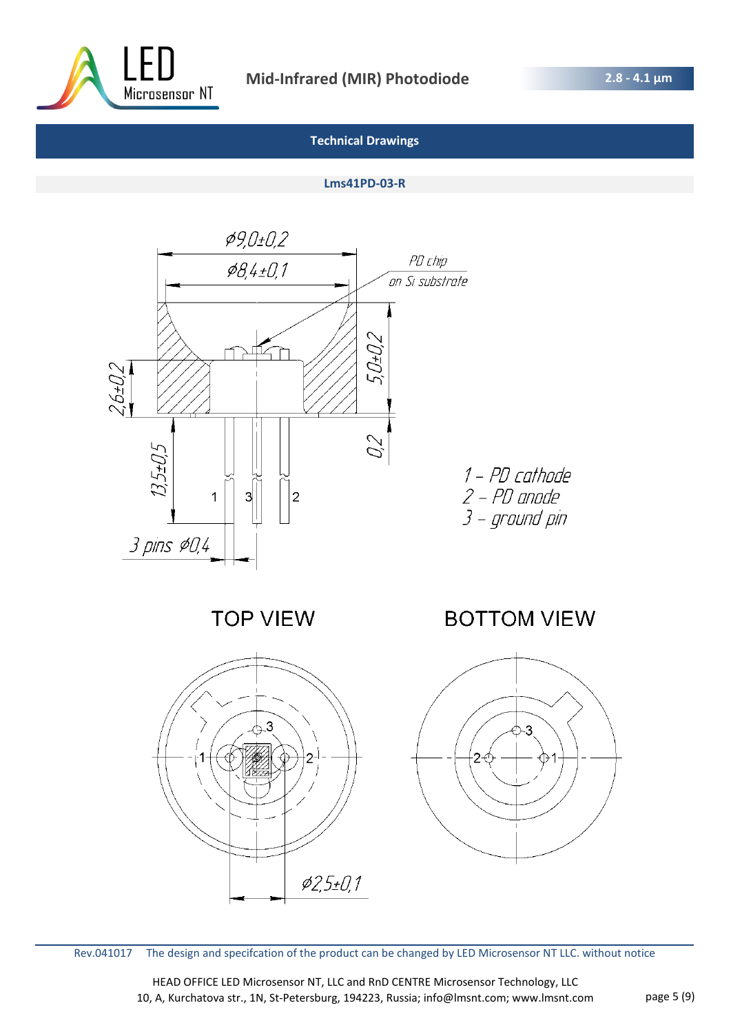## Technical Drawings

### Lms41PD-03-R

Ø9,0±0,2

Ø8,4±0,1

PD chip on Si substrate

5,0±0,2

2,6±0,2

0,2

13,5±0,5

1 3 2

3 pins Ø0,4

1 – PD cathode
2 – PD anode
3 – ground pin

TOP VIEW

BOTTOM VIEW

Ø2,5±0,1

Rev.041017 The design and specifcation of the product can be changed by LED Microsensor NT LLC. without notice

HEAD OFFICE LED Microsensor NT, LLC and RnD CENTRE Microsensor Technology, LLC
10, A, Kurchatova str., 1N, St-Petersburg, 194223, Russia; info@lmsnt.com; www.lmsnt.com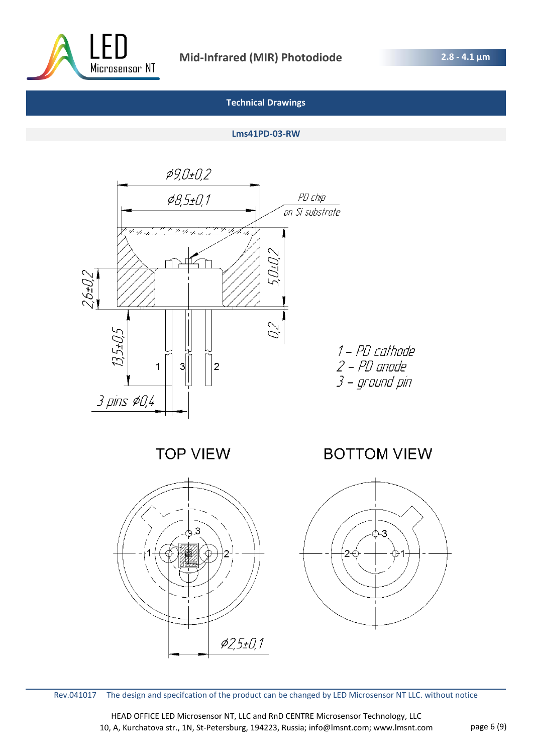## Technical Drawings

### Lms41PD-03-RW

Ø9,0±0,2

Ø8,5±0,1

PD chip on Si substrate

5,0±0,2

2,6±0,2

0,2

13,5±0,5

3 pins Ø0,4

1 – PD cathode
2 – PD anode
3 – ground pin

TOP VIEW

BOTTOM VIEW

Ø2,5±0,1

Rev.041017 The design and specifcation of the product can be changed by LED Microsensor NT LLC. without notice

HEAD OFFICE LED Microsensor NT, LLC and RnD CENTRE Microsensor Technology, LLC
10, A, Kurchatova str., 1N, St-Petersburg, 194223, Russia; info@lmsnt.com; www.lmsnt.com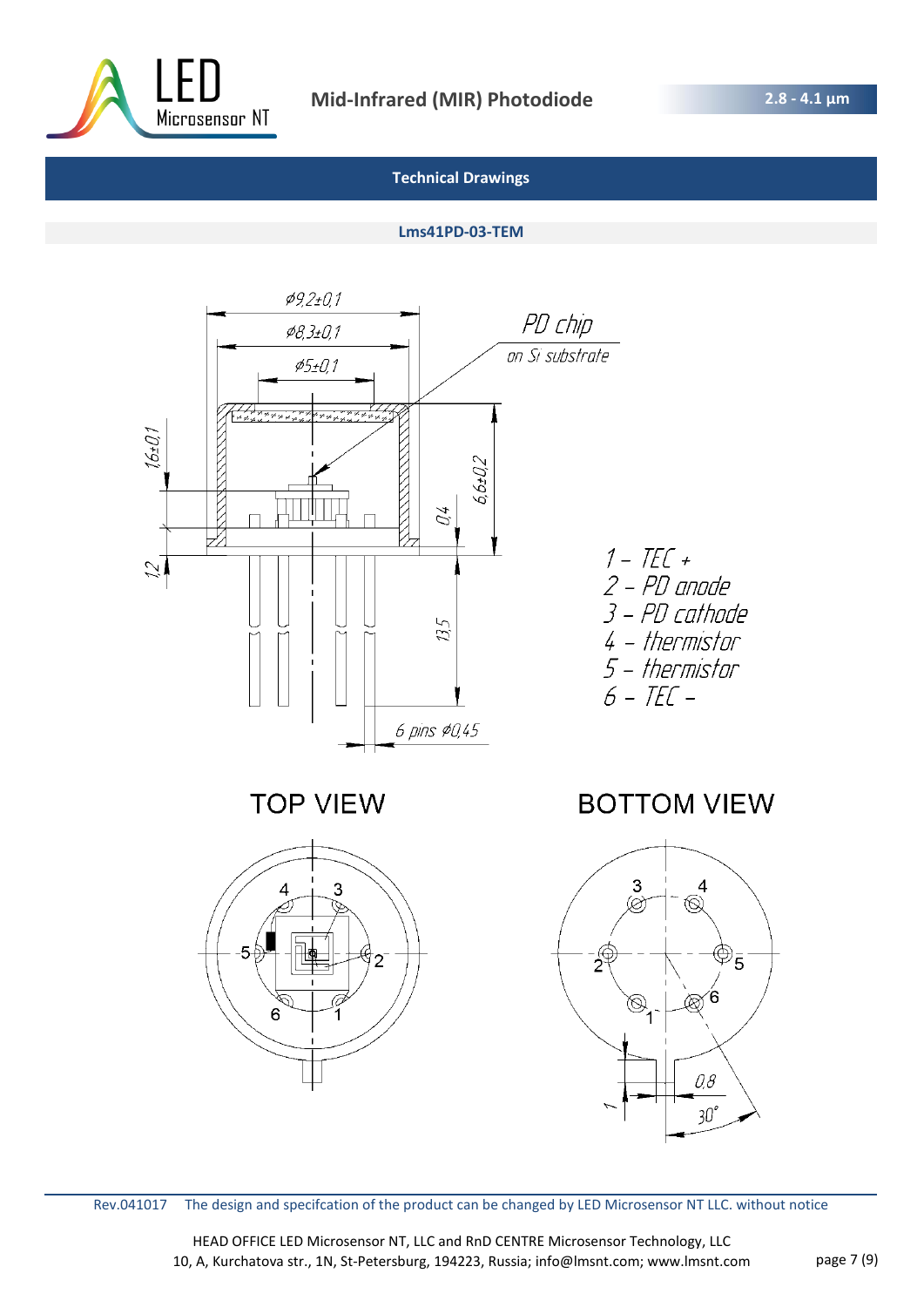## Technical Drawings

### Lms41PD-03-TEM

Ø9,2±0,1

Ø8,3±0,1

Ø5±0,1

PD chip
on Si substrate

1,6±0,1

6,6±0,2

0,4

1,2

13,5

6 pins Ø0,45

1 – TEC +
2 – PD anode
3 – PD cathode
4 – thermistor
5 – thermistor
6 – TEC –

TOP VIEW

BOTTOM VIEW

0,8

1

30°

Rev.041017 The design and specifcation of the product can be changed by LED Microsensor NT LLC. without notice

HEAD OFFICE LED Microsensor NT, LLC and RnD CENTRE Microsensor Technology, LLC
10, A, Kurchatova str., 1N, St-Petersburg, 194223, Russia; info@lmsnt.com; www.lmsnt.com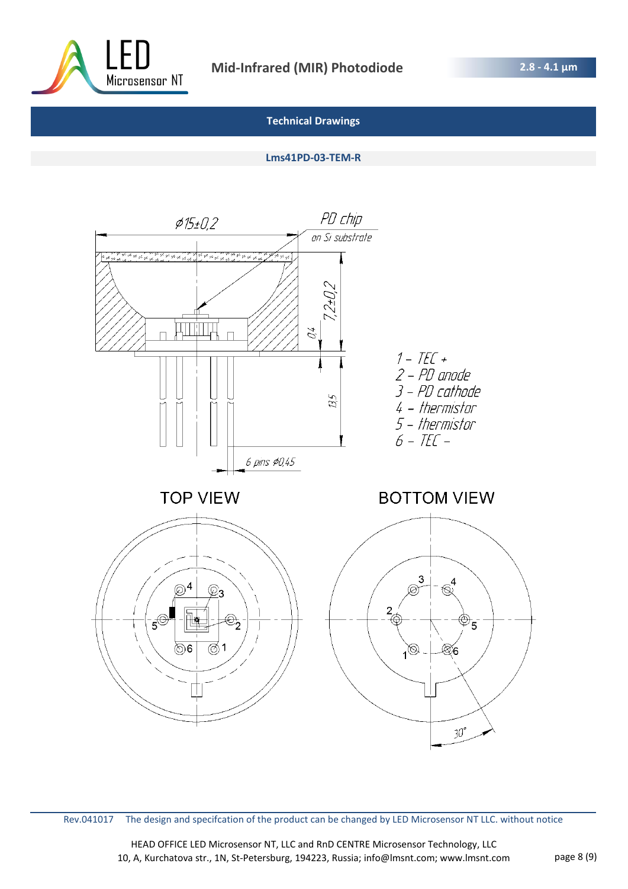## Technical Drawings

### Lms41PD-03-TEM-R

⌀15±0,2

PD chip on Si substrate

7,2±0,2

0,4

13,5

6 pins ⌀0,45

1 – TEC +
2 – PD anode
3 – PD cathode
4 – thermistor
5 – thermistor
6 – TEC –

TOP VIEW

BOTTOM VIEW

30°

Rev.041017 The design and specifcation of the product can be changed by LED Microsensor NT LLC. without notice

HEAD OFFICE LED Microsensor NT, LLC and RnD CENTRE Microsensor Technology, LLC
10, A, Kurchatova str., 1N, St-Petersburg, 194223, Russia; info@lmsnt.com; www.lmsnt.com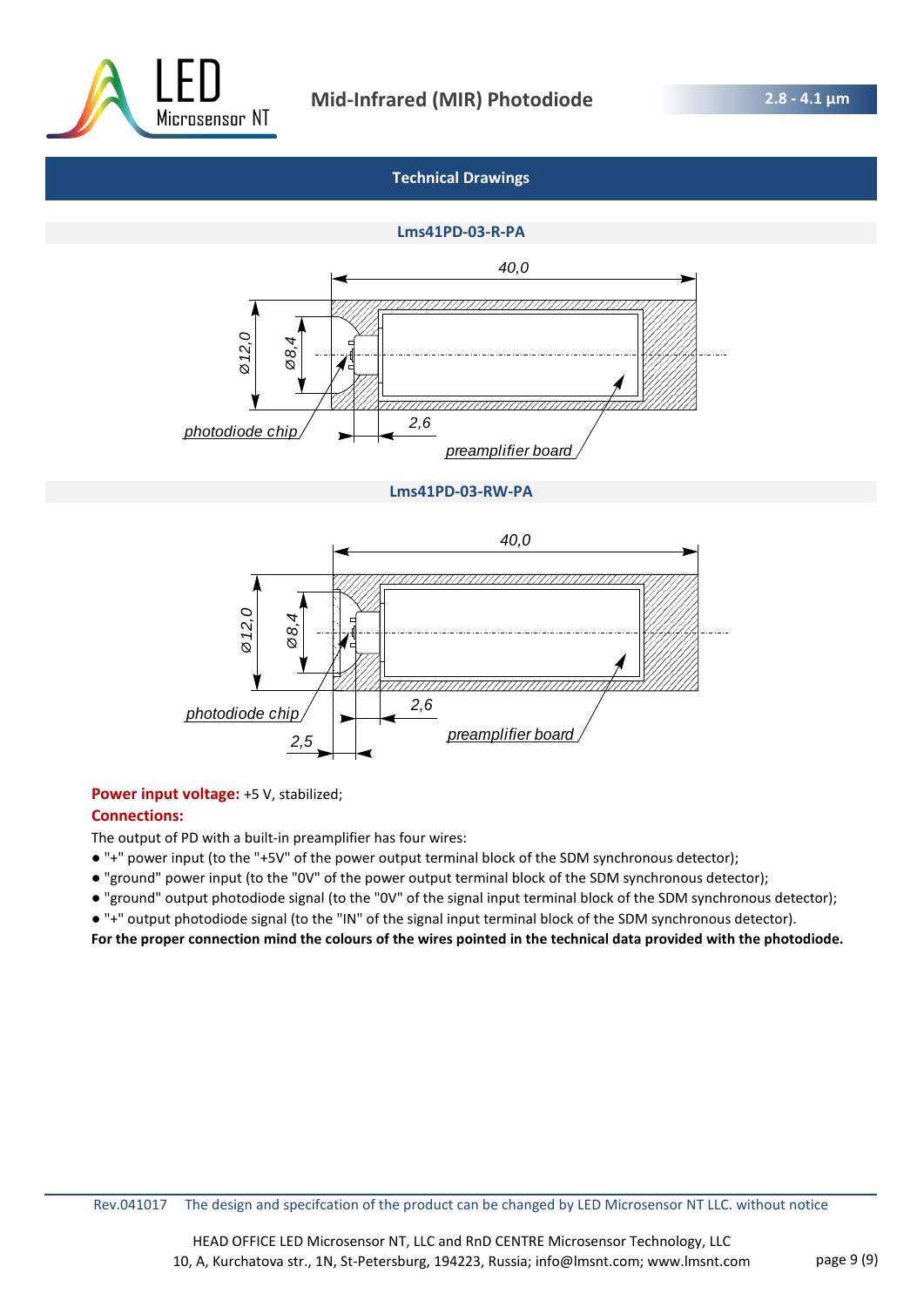## Technical Drawings

### Lms41PD-03-R-PA

40,0

Ø12,0

Ø8,4

photodiode chip

2,6

preamplifier board

### Lms41PD-03-RW-PA

40,0

Ø12,0

Ø8,4

photodiode chip

2,6

2,5

preamplifier board

**Power input voltage:** +5 V, stabilized;

**Connections:**

The output of PD with a built-in preamplifier has four wires:

- "+" power input (to the "+5V" of the power output terminal block of the SDM synchronous detector);
- "ground" power input (to the "0V" of the power output terminal block of the SDM synchronous detector);
- "ground" output photodiode signal (to the "0V" of the signal input terminal block of the SDM synchronous detector);
- "+" output photodiode signal (to the "IN" of the signal input terminal block of the SDM synchronous detector).

**For the proper connection mind the colours of the wires pointed in the technical data provided with the photodiode.**